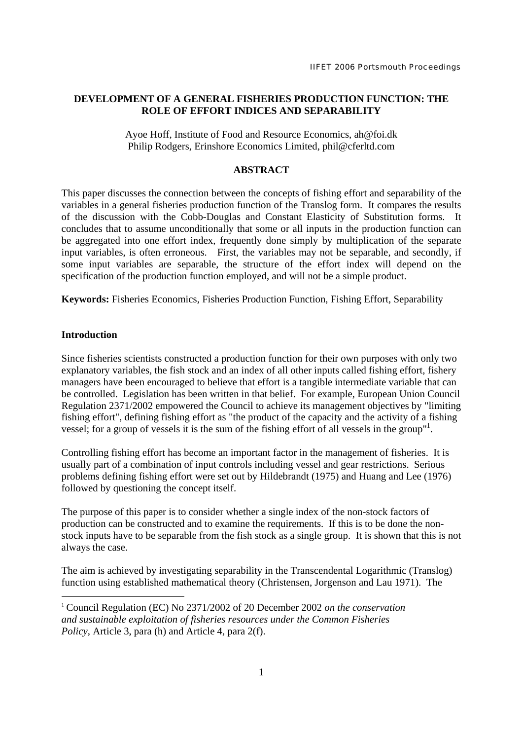# DEVELOPMENT OF A GENERAL FISHERIES PRODUCTION FUNCTION: THE ROLE OF EFFORT INDICES AND SEPARABILITY

Ayoe Hoff, Institute of Food and Resource Economics, ah@foi.dk
Philip Rodgers, Erinshore Economics Limited, phil@cferltd.com

## ABSTRACT

This paper discusses the connection between the concepts of fishing effort and separability of the variables in a general fisheries production function of the Translog form. It compares the results of the discussion with the Cobb-Douglas and Constant Elasticity of Substitution forms. It concludes that to assume unconditionally that some or all inputs in the production function can be aggregated into one effort index, frequently done simply by multiplication of the separate input variables, is often erroneous. First, the variables may not be separable, and secondly, if some input variables are separable, the structure of the effort index will depend on the specification of the production function employed, and will not be a simple product.

**Keywords:** Fisheries Economics, Fisheries Production Function, Fishing Effort, Separability

## Introduction

Since fisheries scientists constructed a production function for their own purposes with only two explanatory variables, the fish stock and an index of all other inputs called fishing effort, fishery managers have been encouraged to believe that effort is a tangible intermediate variable that can be controlled. Legislation has been written in that belief. For example, European Union Council Regulation 2371/2002 empowered the Council to achieve its management objectives by "limiting fishing effort", defining fishing effort as "the product of the capacity and the activity of a fishing vessel; for a group of vessels it is the sum of the fishing effort of all vessels in the group"[1].

Controlling fishing effort has become an important factor in the management of fisheries. It is usually part of a combination of input controls including vessel and gear restrictions. Serious problems defining fishing effort were set out by Hildebrandt (1975) and Huang and Lee (1976) followed by questioning the concept itself.

The purpose of this paper is to consider whether a single index of the non-stock factors of production can be constructed and to examine the requirements. If this is to be done the non-stock inputs have to be separable from the fish stock as a single group. It is shown that this is not always the case.

The aim is achieved by investigating separability in the Transcendental Logarithmic (Translog) function using established mathematical theory (Christensen, Jorgenson and Lau 1971). The

[1] Council Regulation (EC) No 2371/2002 of 20 December 2002 *on the conservation and sustainable exploitation of fisheries resources under the Common Fisheries Policy*, Article 3, para (h) and Article 4, para 2(f).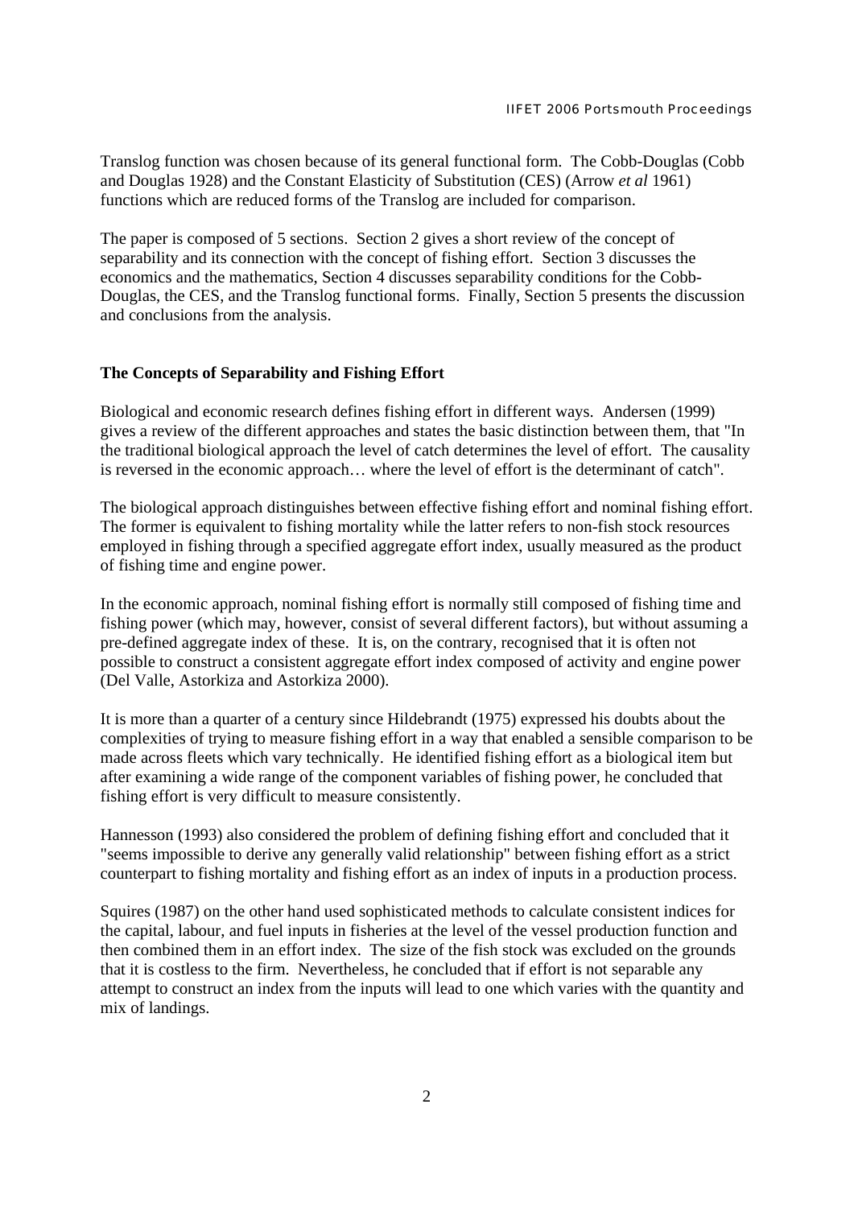Translog function was chosen because of its general functional form. The Cobb-Douglas (Cobb and Douglas 1928) and the Constant Elasticity of Substitution (CES) (Arrow *et al* 1961) functions which are reduced forms of the Translog are included for comparison.

The paper is composed of 5 sections. Section 2 gives a short review of the concept of separability and its connection with the concept of fishing effort. Section 3 discusses the economics and the mathematics, Section 4 discusses separability conditions for the Cobb-Douglas, the CES, and the Translog functional forms. Finally, Section 5 presents the discussion and conclusions from the analysis.

## The Concepts of Separability and Fishing Effort

Biological and economic research defines fishing effort in different ways. Andersen (1999) gives a review of the different approaches and states the basic distinction between them, that "In the traditional biological approach the level of catch determines the level of effort. The causality is reversed in the economic approach… where the level of effort is the determinant of catch".

The biological approach distinguishes between effective fishing effort and nominal fishing effort. The former is equivalent to fishing mortality while the latter refers to non-fish stock resources employed in fishing through a specified aggregate effort index, usually measured as the product of fishing time and engine power.

In the economic approach, nominal fishing effort is normally still composed of fishing time and fishing power (which may, however, consist of several different factors), but without assuming a pre-defined aggregate index of these. It is, on the contrary, recognised that it is often not possible to construct a consistent aggregate effort index composed of activity and engine power (Del Valle, Astorkiza and Astorkiza 2000).

It is more than a quarter of a century since Hildebrandt (1975) expressed his doubts about the complexities of trying to measure fishing effort in a way that enabled a sensible comparison to be made across fleets which vary technically. He identified fishing effort as a biological item but after examining a wide range of the component variables of fishing power, he concluded that fishing effort is very difficult to measure consistently.

Hannesson (1993) also considered the problem of defining fishing effort and concluded that it "seems impossible to derive any generally valid relationship" between fishing effort as a strict counterpart to fishing mortality and fishing effort as an index of inputs in a production process.

Squires (1987) on the other hand used sophisticated methods to calculate consistent indices for the capital, labour, and fuel inputs in fisheries at the level of the vessel production function and then combined them in an effort index. The size of the fish stock was excluded on the grounds that it is costless to the firm. Nevertheless, he concluded that if effort is not separable any attempt to construct an index from the inputs will lead to one which varies with the quantity and mix of landings.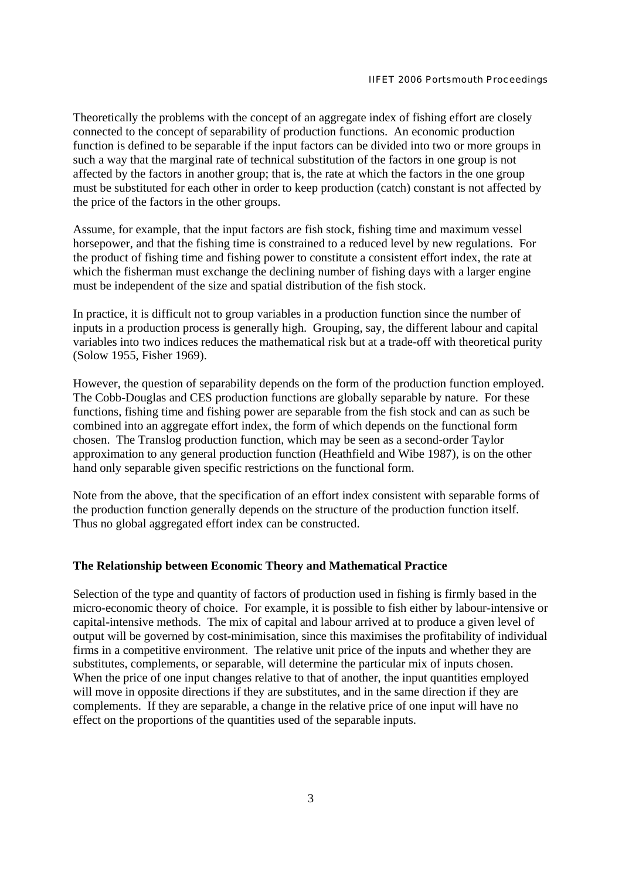Theoretically the problems with the concept of an aggregate index of fishing effort are closely connected to the concept of separability of production functions. An economic production function is defined to be separable if the input factors can be divided into two or more groups in such a way that the marginal rate of technical substitution of the factors in one group is not affected by the factors in another group; that is, the rate at which the factors in the one group must be substituted for each other in order to keep production (catch) constant is not affected by the price of the factors in the other groups.

Assume, for example, that the input factors are fish stock, fishing time and maximum vessel horsepower, and that the fishing time is constrained to a reduced level by new regulations. For the product of fishing time and fishing power to constitute a consistent effort index, the rate at which the fisherman must exchange the declining number of fishing days with a larger engine must be independent of the size and spatial distribution of the fish stock.

In practice, it is difficult not to group variables in a production function since the number of inputs in a production process is generally high. Grouping, say, the different labour and capital variables into two indices reduces the mathematical risk but at a trade-off with theoretical purity (Solow 1955, Fisher 1969).

However, the question of separability depends on the form of the production function employed. The Cobb-Douglas and CES production functions are globally separable by nature. For these functions, fishing time and fishing power are separable from the fish stock and can as such be combined into an aggregate effort index, the form of which depends on the functional form chosen. The Translog production function, which may be seen as a second-order Taylor approximation to any general production function (Heathfield and Wibe 1987), is on the other hand only separable given specific restrictions on the functional form.

Note from the above, that the specification of an effort index consistent with separable forms of the production function generally depends on the structure of the production function itself. Thus no global aggregated effort index can be constructed.

## The Relationship between Economic Theory and Mathematical Practice

Selection of the type and quantity of factors of production used in fishing is firmly based in the micro-economic theory of choice. For example, it is possible to fish either by labour-intensive or capital-intensive methods. The mix of capital and labour arrived at to produce a given level of output will be governed by cost-minimisation, since this maximises the profitability of individual firms in a competitive environment. The relative unit price of the inputs and whether they are substitutes, complements, or separable, will determine the particular mix of inputs chosen. When the price of one input changes relative to that of another, the input quantities employed will move in opposite directions if they are substitutes, and in the same direction if they are complements. If they are separable, a change in the relative price of one input will have no effect on the proportions of the quantities used of the separable inputs.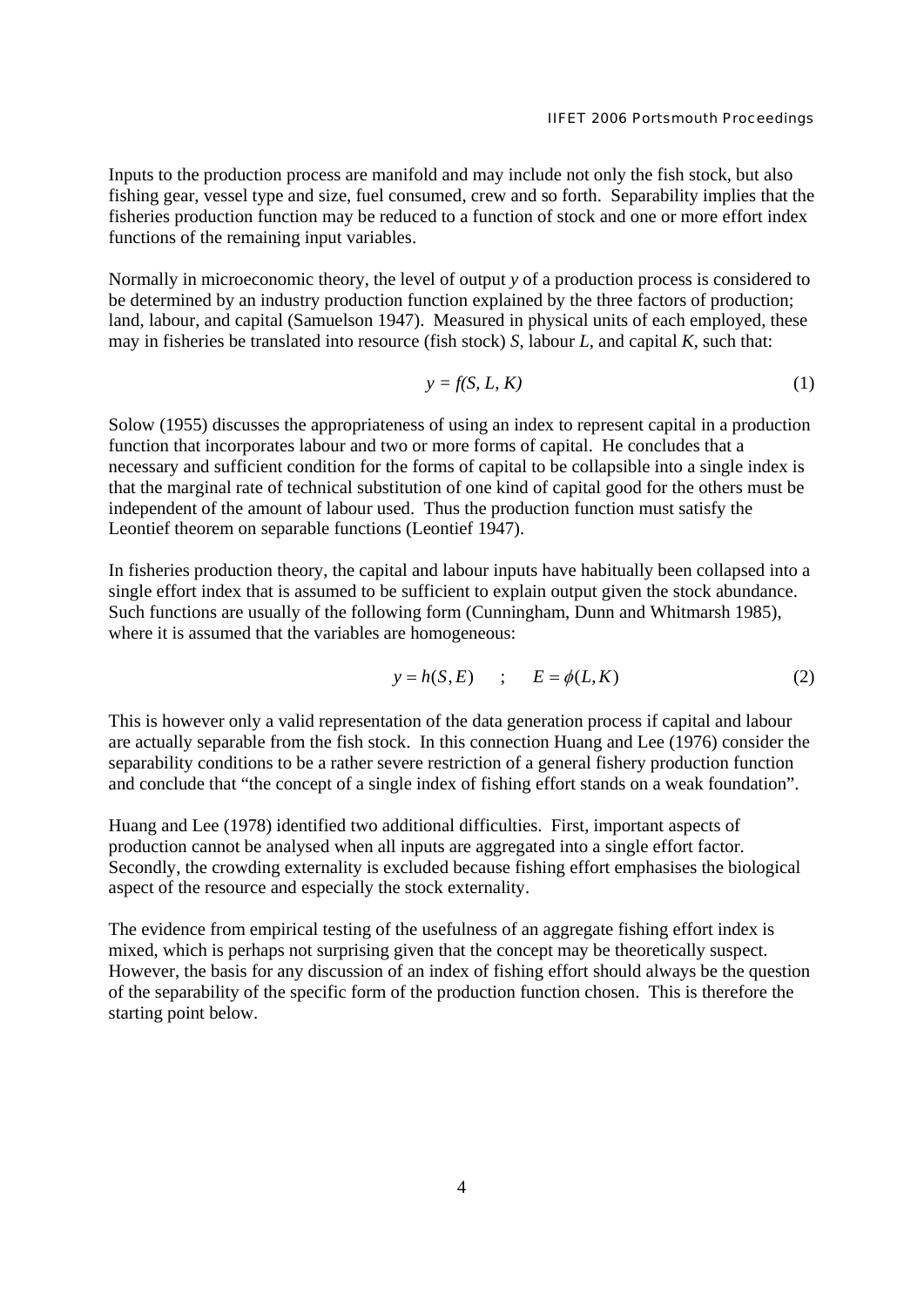Inputs to the production process are manifold and may include not only the fish stock, but also fishing gear, vessel type and size, fuel consumed, crew and so forth. Separability implies that the fisheries production function may be reduced to a function of stock and one or more effort index functions of the remaining input variables.

Normally in microeconomic theory, the level of output $y$ of a production process is considered to be determined by an industry production function explained by the three factors of production; land, labour, and capital (Samuelson 1947). Measured in physical units of each employed, these may in fisheries be translated into resource (fish stock) $S$, labour $L$, and capital $K$, such that:

$$y = f(S, L, K) \tag{1}$$

Solow (1955) discusses the appropriateness of using an index to represent capital in a production function that incorporates labour and two or more forms of capital. He concludes that a necessary and sufficient condition for the forms of capital to be collapsible into a single index is that the marginal rate of technical substitution of one kind of capital good for the others must be independent of the amount of labour used. Thus the production function must satisfy the Leontief theorem on separable functions (Leontief 1947).

In fisheries production theory, the capital and labour inputs have habitually been collapsed into a single effort index that is assumed to be sufficient to explain output given the stock abundance. Such functions are usually of the following form (Cunningham, Dunn and Whitmarsh 1985), where it is assumed that the variables are homogeneous:

$$y = h(S, E) \quad ; \quad E = \phi(L, K) \tag{2}$$

This is however only a valid representation of the data generation process if capital and labour are actually separable from the fish stock. In this connection Huang and Lee (1976) consider the separability conditions to be a rather severe restriction of a general fishery production function and conclude that "the concept of a single index of fishing effort stands on a weak foundation".

Huang and Lee (1978) identified two additional difficulties. First, important aspects of production cannot be analysed when all inputs are aggregated into a single effort factor. Secondly, the crowding externality is excluded because fishing effort emphasises the biological aspect of the resource and especially the stock externality.

The evidence from empirical testing of the usefulness of an aggregate fishing effort index is mixed, which is perhaps not surprising given that the concept may be theoretically suspect. However, the basis for any discussion of an index of fishing effort should always be the question of the separability of the specific form of the production function chosen. This is therefore the starting point below.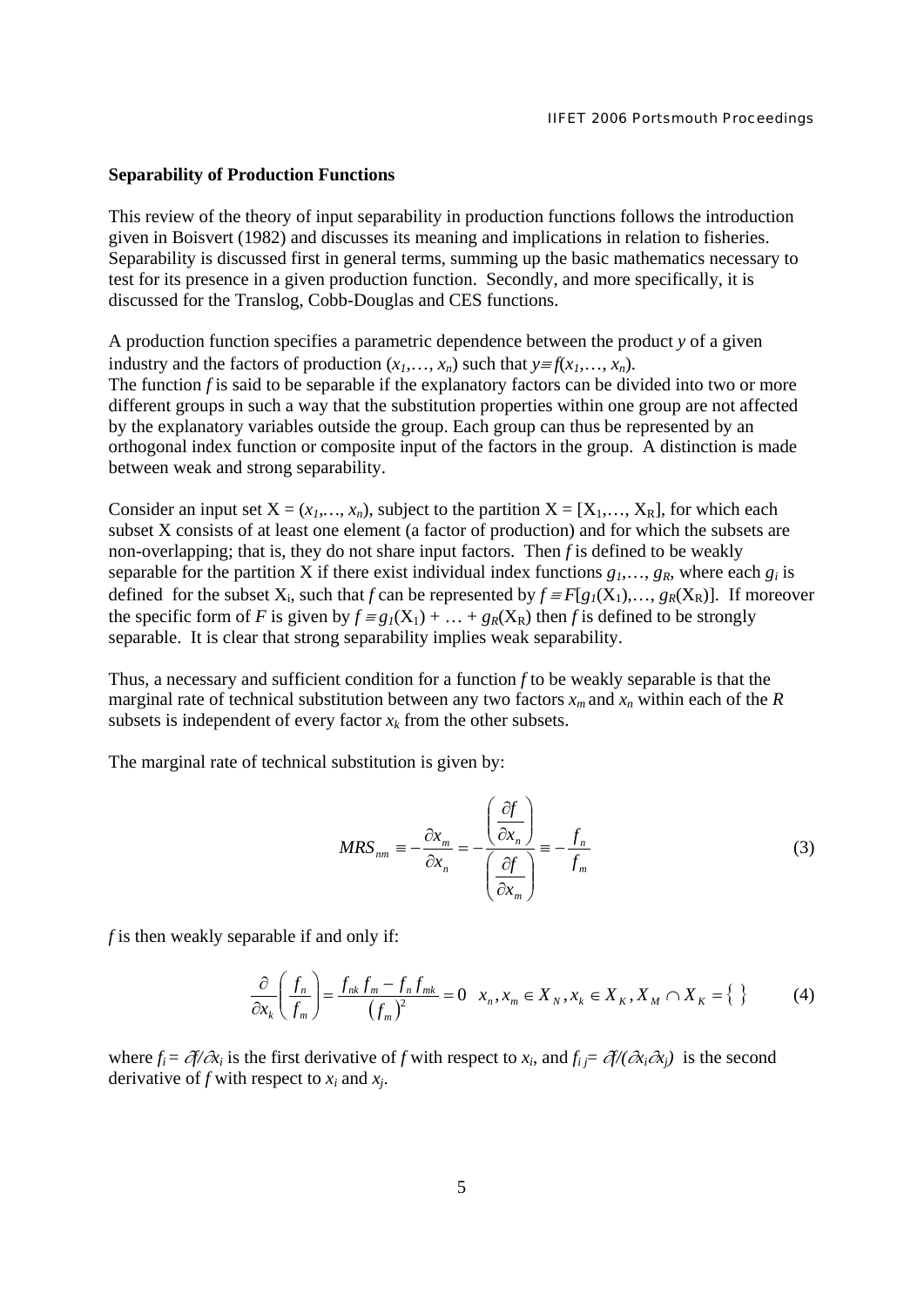**Separability of Production Functions**

This review of the theory of input separability in production functions follows the introduction given in Boisvert (1982) and discusses its meaning and implications in relation to fisheries. Separability is discussed first in general terms, summing up the basic mathematics necessary to test for its presence in a given production function. Secondly, and more specifically, it is discussed for the Translog, Cobb-Douglas and CES functions.

A production function specifies a parametric dependence between the product $y$ of a given industry and the factors of production $(x_1,\ldots, x_n)$ such that $y \equiv f(x_1,\ldots, x_n)$.
The function $f$ is said to be separable if the explanatory factors can be divided into two or more different groups in such a way that the substitution properties within one group are not affected by the explanatory variables outside the group. Each group can thus be represented by an orthogonal index function or composite input of the factors in the group. A distinction is made between weak and strong separability.

Consider an input set $X = (x_1,\ldots, x_n)$, subject to the partition $X = [X_1,\ldots, X_R]$, for which each subset X consists of at least one element (a factor of production) and for which the subsets are non-overlapping; that is, they do not share input factors. Then $f$ is defined to be weakly separable for the partition X if there exist individual index functions $g_1,\ldots, g_R$, where each $g_i$ is defined for the subset $X_i$, such that $f$ can be represented by $f \equiv F[g_1(X_1),\ldots, g_R(X_R)]$. If moreover the specific form of $F$ is given by $f \equiv g_1(X_1) + \ldots + g_R(X_R)$ then $f$ is defined to be strongly separable. It is clear that strong separability implies weak separability.

Thus, a necessary and sufficient condition for a function $f$ to be weakly separable is that the marginal rate of technical substitution between any two factors $x_m$ and $x_n$ within each of the $R$ subsets is independent of every factor $x_k$ from the other subsets.

The marginal rate of technical substitution is given by:

$$MRS_{nm} \equiv -\frac{\partial x_m}{\partial x_n} = -\frac{\left(\dfrac{\partial f}{\partial x_n}\right)}{\left(\dfrac{\partial f}{\partial x_m}\right)} \equiv -\frac{f_n}{f_m} \tag{3}$$

$f$ is then weakly separable if and only if:

$$\frac{\partial}{\partial x_k}\left(\frac{f_n}{f_m}\right) = \frac{f_{nk}\, f_m - f_n\, f_{mk}}{\left(f_m\right)^2} = 0 \quad x_n, x_m \in X_N, x_k \in X_K, X_M \cap X_K = \{\ \} \tag{4}$$

where $f_i = \partial f/\partial x_i$ is the first derivative of $f$ with respect to $x_i$, and $f_{ij} = \partial f/(\partial x_i \partial x_j)$ is the second derivative of $f$ with respect to $x_i$ and $x_j$.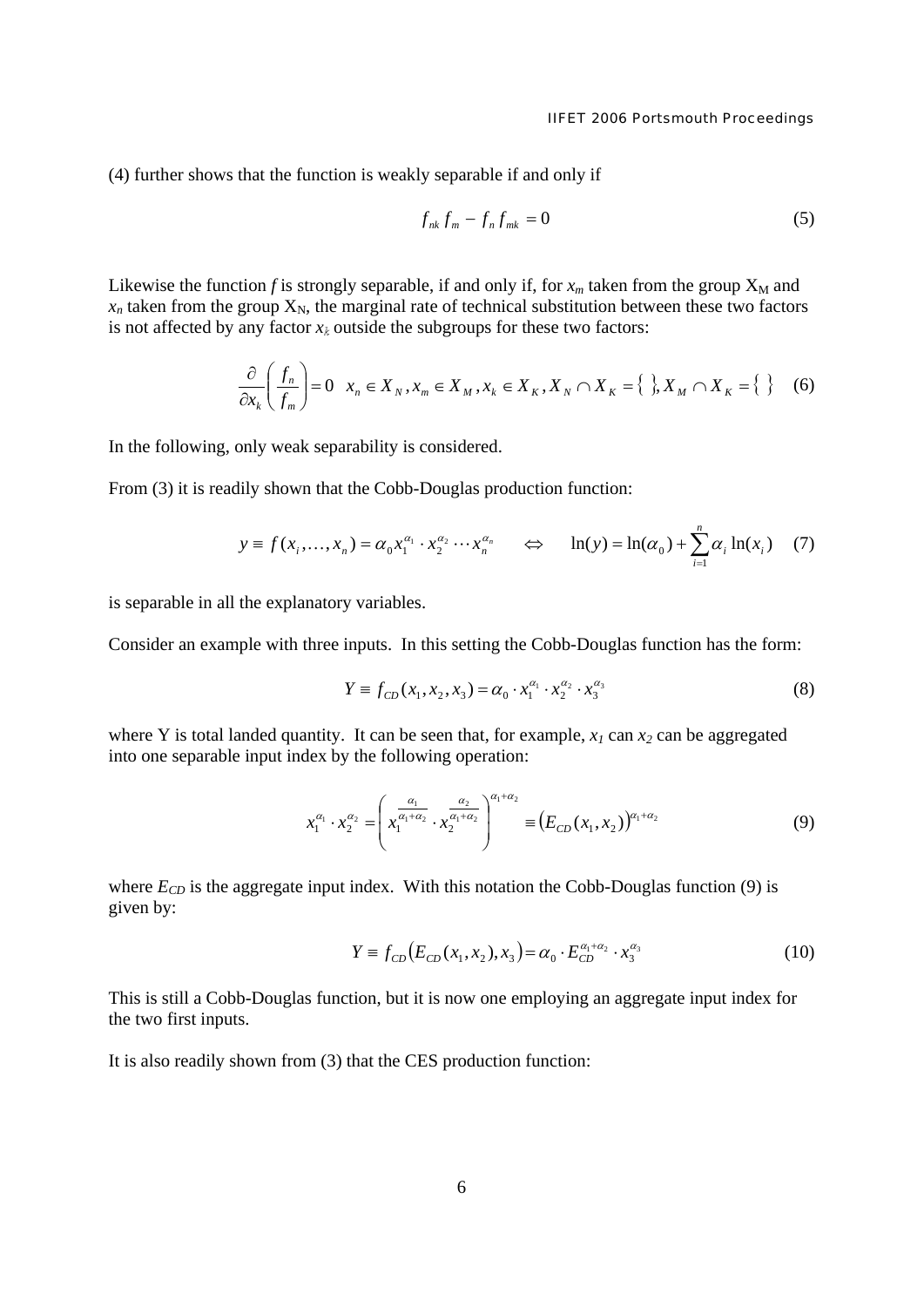(4) further shows that the function is weakly separable if and only if

$$f_{nk} f_m - f_n f_{mk} = 0 \tag{5}$$

Likewise the function $f$ is strongly separable, if and only if, for $x_m$ taken from the group $X_M$ and $x_n$ taken from the group $X_N$, the marginal rate of technical substitution between these two factors is not affected by any factor $x_k$ outside the subgroups for these two factors:

$$\frac{\partial}{\partial x_k}\left(\frac{f_n}{f_m}\right) = 0 \quad x_n \in X_N, x_m \in X_M, x_k \in X_K, X_N \cap X_K = \{\ \}, X_M \cap X_K = \{\ \} \tag{6}$$

In the following, only weak separability is considered.

From (3) it is readily shown that the Cobb-Douglas production function:

$$y \equiv f(x_i, \ldots, x_n) = \alpha_0 x_1^{\alpha_1} \cdot x_2^{\alpha_2} \cdots x_n^{\alpha_n} \quad \Leftrightarrow \quad \ln(y) = \ln(\alpha_0) + \sum_{i=1}^{n} \alpha_i \ln(x_i) \tag{7}$$

is separable in all the explanatory variables.

Consider an example with three inputs. In this setting the Cobb-Douglas function has the form:

$$Y \equiv f_{CD}(x_1, x_2, x_3) = \alpha_0 \cdot x_1^{\alpha_1} \cdot x_2^{\alpha_2} \cdot x_3^{\alpha_3} \tag{8}$$

where Y is total landed quantity. It can be seen that, for example, $x_1$ can $x_2$ can be aggregated into one separable input index by the following operation:

$$x_1^{\alpha_1} \cdot x_2^{\alpha_2} = \left( x_1^{\frac{\alpha_1}{\alpha_1+\alpha_2}} \cdot x_2^{\frac{\alpha_2}{\alpha_1+\alpha_2}} \right)^{\alpha_1+\alpha_2} \equiv \left(E_{CD}(x_1, x_2)\right)^{\alpha_1+\alpha_2} \tag{9}$$

where $E_{CD}$ is the aggregate input index. With this notation the Cobb-Douglas function (9) is given by:

$$Y \equiv f_{CD}\left(E_{CD}(x_1, x_2), x_3\right) = \alpha_0 \cdot E_{CD}^{\alpha_1+\alpha_2} \cdot x_3^{\alpha_3} \tag{10}$$

This is still a Cobb-Douglas function, but it is now one employing an aggregate input index for the two first inputs.

It is also readily shown from (3) that the CES production function: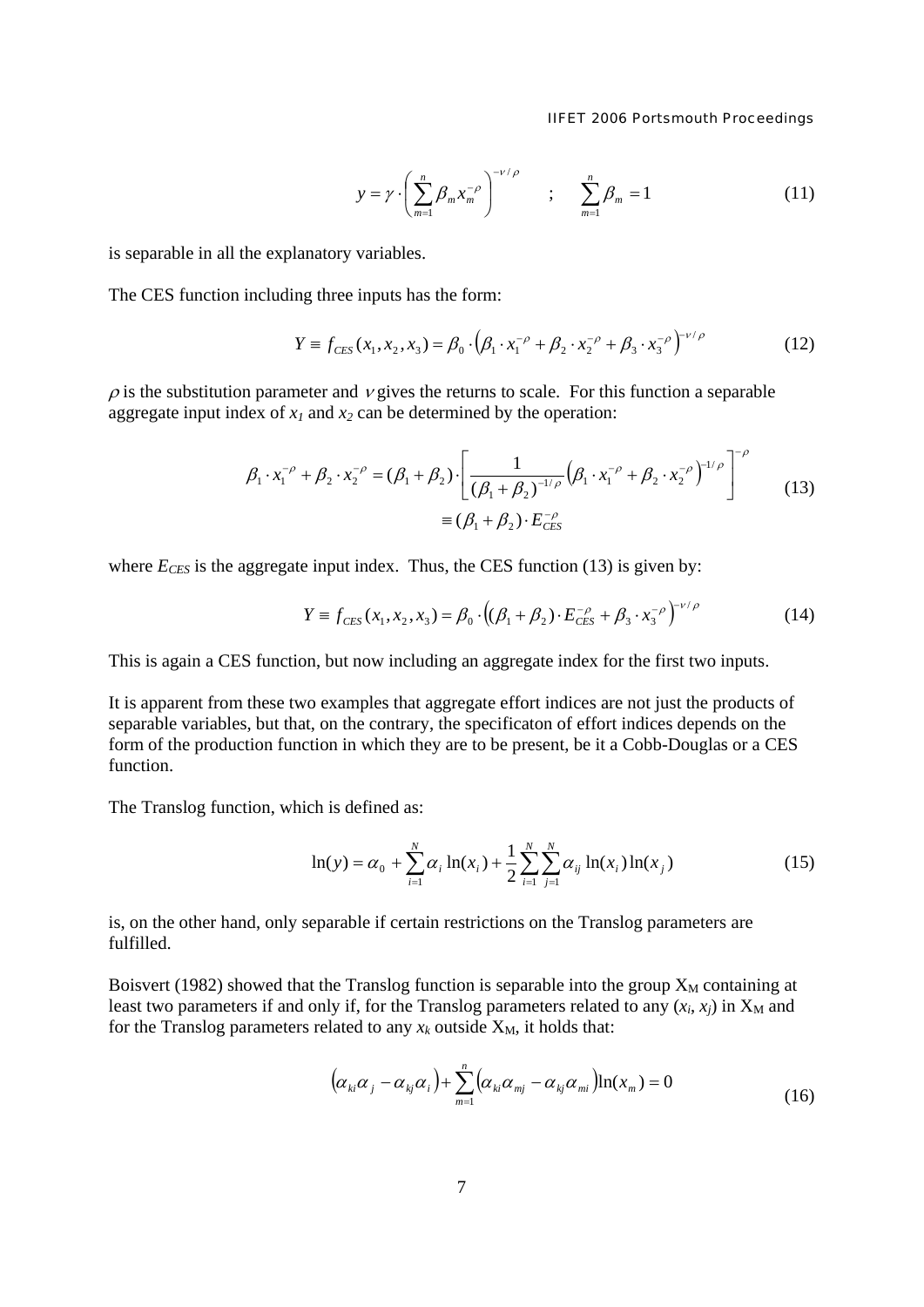$$y = \gamma \cdot \left( \sum_{m=1}^{n} \beta_m x_m^{-\rho} \right)^{-\nu/\rho} \quad ; \quad \sum_{m=1}^{n} \beta_m = 1 \tag{11}$$

is separable in all the explanatory variables.

The CES function including three inputs has the form:

$$Y \equiv f_{CES}(x_1, x_2, x_3) = \beta_0 \cdot \left( \beta_1 \cdot x_1^{-\rho} + \beta_2 \cdot x_2^{-\rho} + \beta_3 \cdot x_3^{-\rho} \right)^{-\nu/\rho} \tag{12}$$

$\rho$ is the substitution parameter and $\nu$ gives the returns to scale. For this function a separable aggregate input index of $x_1$ and $x_2$ can be determined by the operation:

$$\begin{aligned} \beta_1 \cdot x_1^{-\rho} + \beta_2 \cdot x_2^{-\rho} &= (\beta_1 + \beta_2) \cdot \left[ \frac{1}{(\beta_1 + \beta_2)^{-1/\rho}} \left( \beta_1 \cdot x_1^{-\rho} + \beta_2 \cdot x_2^{-\rho} \right)^{-1/\rho} \right]^{-\rho} \\ &\equiv (\beta_1 + \beta_2) \cdot E_{CES}^{-\rho} \end{aligned} \tag{13}$$

where $E_{CES}$ is the aggregate input index. Thus, the CES function (13) is given by:

$$Y \equiv f_{CES}(x_1, x_2, x_3) = \beta_0 \cdot \left( (\beta_1 + \beta_2) \cdot E_{CES}^{-\rho} + \beta_3 \cdot x_3^{-\rho} \right)^{-\nu/\rho} \tag{14}$$

This is again a CES function, but now including an aggregate index for the first two inputs.

It is apparent from these two examples that aggregate effort indices are not just the products of separable variables, but that, on the contrary, the specificaton of effort indices depends on the form of the production function in which they are to be present, be it a Cobb-Douglas or a CES function.

The Translog function, which is defined as:

$$\ln(y) = \alpha_0 + \sum_{i=1}^{N} \alpha_i \ln(x_i) + \frac{1}{2} \sum_{i=1}^{N} \sum_{j=1}^{N} \alpha_{ij} \ln(x_i) \ln(x_j) \tag{15}$$

is, on the other hand, only separable if certain restrictions on the Translog parameters are fulfilled.

Boisvert (1982) showed that the Translog function is separable into the group $X_M$ containing at least two parameters if and only if, for the Translog parameters related to any ($x_i$, $x_j$) in $X_M$ and for the Translog parameters related to any $x_k$ outside $X_M$, it holds that:

$$\left( \alpha_{ki} \alpha_j - \alpha_{kj} \alpha_i \right) + \sum_{m=1}^{n} \left( \alpha_{ki} \alpha_{mj} - \alpha_{kj} \alpha_{mi} \right) \ln(x_m) = 0 \tag{16}$$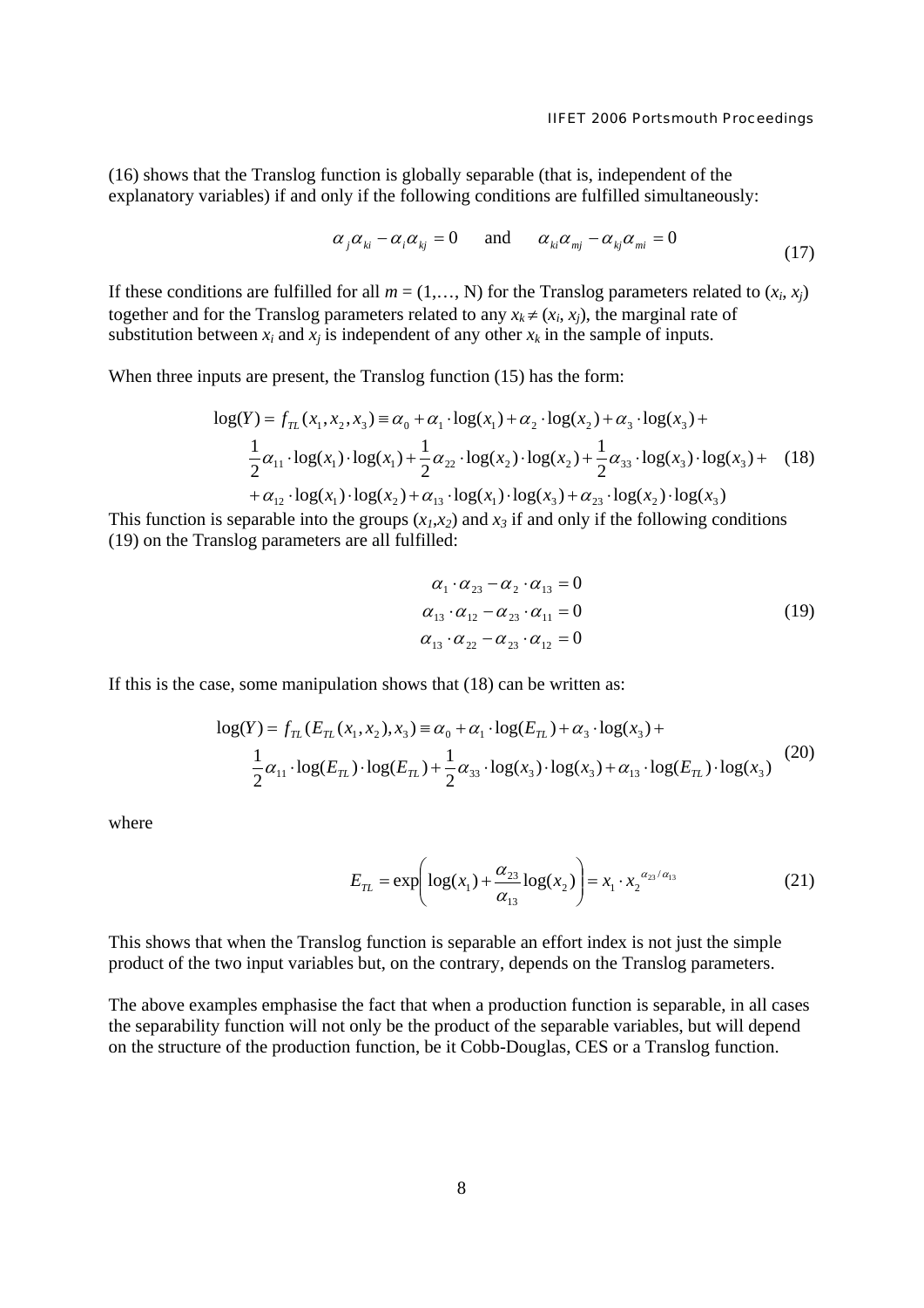(16) shows that the Translog function is globally separable (that is, independent of the explanatory variables) if and only if the following conditions are fulfilled simultaneously:

$$\alpha_j \alpha_{ki} - \alpha_i \alpha_{kj} = 0 \quad \text{and} \quad \alpha_{ki} \alpha_{mj} - \alpha_{kj} \alpha_{mi} = 0 \tag{17}$$

If these conditions are fulfilled for all $m = (1,\ldots, N)$ for the Translog parameters related to $(x_i, x_j)$ together and for the Translog parameters related to any $x_k \neq (x_i, x_j)$, the marginal rate of substitution between $x_i$ and $x_j$ is independent of any other $x_k$ in the sample of inputs.

When three inputs are present, the Translog function (15) has the form:

$$\begin{aligned}
\log(Y) = f_{TL}(x_1, x_2, x_3) \equiv & \ \alpha_0 + \alpha_1 \cdot \log(x_1) + \alpha_2 \cdot \log(x_2) + \alpha_3 \cdot \log(x_3) + \\
& \frac{1}{2}\alpha_{11} \cdot \log(x_1) \cdot \log(x_1) + \frac{1}{2}\alpha_{22} \cdot \log(x_2) \cdot \log(x_2) + \frac{1}{2}\alpha_{33} \cdot \log(x_3) \cdot \log(x_3) + \\
& + \alpha_{12} \cdot \log(x_1) \cdot \log(x_2) + \alpha_{13} \cdot \log(x_1) \cdot \log(x_3) + \alpha_{23} \cdot \log(x_2) \cdot \log(x_3)
\end{aligned} \tag{18}$$

This function is separable into the groups $(x_1,x_2)$ and $x_3$ if and only if the following conditions (19) on the Translog parameters are all fulfilled:

$$\begin{aligned}
\alpha_1 \cdot \alpha_{23} - \alpha_2 \cdot \alpha_{13} &= 0 \\
\alpha_{13} \cdot \alpha_{12} - \alpha_{23} \cdot \alpha_{11} &= 0 \\
\alpha_{13} \cdot \alpha_{22} - \alpha_{23} \cdot \alpha_{12} &= 0
\end{aligned} \tag{19}$$

If this is the case, some manipulation shows that (18) can be written as:

$$\begin{aligned}
\log(Y) = f_{TL}(E_{TL}(x_1, x_2), x_3) \equiv & \ \alpha_0 + \alpha_1 \cdot \log(E_{TL}) + \alpha_3 \cdot \log(x_3) + \\
& \frac{1}{2}\alpha_{11} \cdot \log(E_{TL}) \cdot \log(E_{TL}) + \frac{1}{2}\alpha_{33} \cdot \log(x_3) \cdot \log(x_3) + \alpha_{13} \cdot \log(E_{TL}) \cdot \log(x_3)
\end{aligned} \tag{20}$$

where

$$E_{TL} = \exp\left( \log(x_1) + \frac{\alpha_{23}}{\alpha_{13}} \log(x_2) \right) = x_1 \cdot x_2^{\alpha_{23}/\alpha_{13}} \tag{21}$$

This shows that when the Translog function is separable an effort index is not just the simple product of the two input variables but, on the contrary, depends on the Translog parameters.

The above examples emphasise the fact that when a production function is separable, in all cases the separability function will not only be the product of the separable variables, but will depend on the structure of the production function, be it Cobb-Douglas, CES or a Translog function.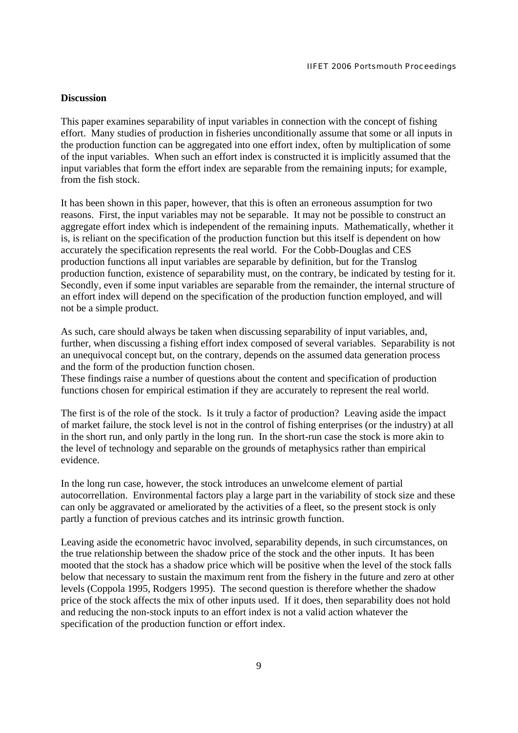## Discussion

This paper examines separability of input variables in connection with the concept of fishing effort. Many studies of production in fisheries unconditionally assume that some or all inputs in the production function can be aggregated into one effort index, often by multiplication of some of the input variables. When such an effort index is constructed it is implicitly assumed that the input variables that form the effort index are separable from the remaining inputs; for example, from the fish stock.

It has been shown in this paper, however, that this is often an erroneous assumption for two reasons. First, the input variables may not be separable. It may not be possible to construct an aggregate effort index which is independent of the remaining inputs. Mathematically, whether it is, is reliant on the specification of the production function but this itself is dependent on how accurately the specification represents the real world. For the Cobb-Douglas and CES production functions all input variables are separable by definition, but for the Translog production function, existence of separability must, on the contrary, be indicated by testing for it. Secondly, even if some input variables are separable from the remainder, the internal structure of an effort index will depend on the specification of the production function employed, and will not be a simple product.

As such, care should always be taken when discussing separability of input variables, and, further, when discussing a fishing effort index composed of several variables. Separability is not an unequivocal concept but, on the contrary, depends on the assumed data generation process and the form of the production function chosen.
These findings raise a number of questions about the content and specification of production functions chosen for empirical estimation if they are accurately to represent the real world.

The first is of the role of the stock. Is it truly a factor of production? Leaving aside the impact of market failure, the stock level is not in the control of fishing enterprises (or the industry) at all in the short run, and only partly in the long run. In the short-run case the stock is more akin to the level of technology and separable on the grounds of metaphysics rather than empirical evidence.

In the long run case, however, the stock introduces an unwelcome element of partial autocorrellation. Environmental factors play a large part in the variability of stock size and these can only be aggravated or ameliorated by the activities of a fleet, so the present stock is only partly a function of previous catches and its intrinsic growth function.

Leaving aside the econometric havoc involved, separability depends, in such circumstances, on the true relationship between the shadow price of the stock and the other inputs. It has been mooted that the stock has a shadow price which will be positive when the level of the stock falls below that necessary to sustain the maximum rent from the fishery in the future and zero at other levels (Coppola 1995, Rodgers 1995). The second question is therefore whether the shadow price of the stock affects the mix of other inputs used. If it does, then separability does not hold and reducing the non-stock inputs to an effort index is not a valid action whatever the specification of the production function or effort index.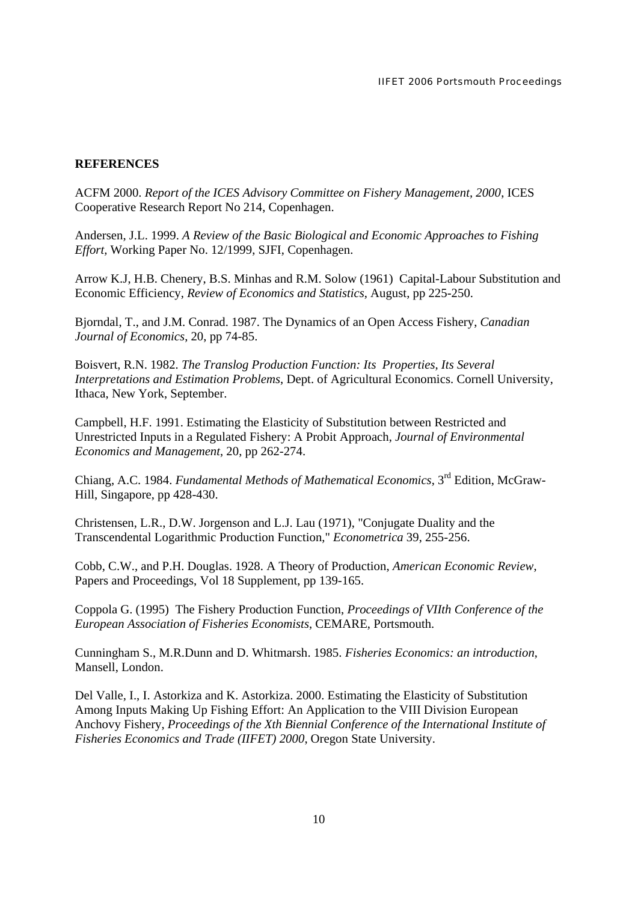## REFERENCES

ACFM 2000. *Report of the ICES Advisory Committee on Fishery Management, 2000*, ICES Cooperative Research Report No 214, Copenhagen.

Andersen, J.L. 1999. *A Review of the Basic Biological and Economic Approaches to Fishing Effort,* Working Paper No. 12/1999, SJFI, Copenhagen.

Arrow K.J, H.B. Chenery, B.S. Minhas and R.M. Solow (1961) Capital-Labour Substitution and Economic Efficiency, *Review of Economics and Statistics*, August, pp 225-250.

Bjorndal, T., and J.M. Conrad. 1987. The Dynamics of an Open Access Fishery, *Canadian Journal of Economics*, 20, pp 74-85.

Boisvert, R.N. 1982. *The Translog Production Function: Its Properties, Its Several Interpretations and Estimation Problems*, Dept. of Agricultural Economics. Cornell University, Ithaca, New York, September.

Campbell, H.F. 1991. Estimating the Elasticity of Substitution between Restricted and Unrestricted Inputs in a Regulated Fishery: A Probit Approach, *Journal of Environmental Economics and Management*, 20, pp 262-274.

Chiang, A.C. 1984. *Fundamental Methods of Mathematical Economics*, 3rd Edition, McGraw-Hill, Singapore, pp 428-430.

Christensen, L.R., D.W. Jorgenson and L.J. Lau (1971), "Conjugate Duality and the Transcendental Logarithmic Production Function," *Econometrica* 39, 255-256.

Cobb, C.W., and P.H. Douglas. 1928. A Theory of Production, *American Economic Review*, Papers and Proceedings, Vol 18 Supplement, pp 139-165.

Coppola G. (1995) The Fishery Production Function, *Proceedings of VIIth Conference of the European Association of Fisheries Economists*, CEMARE, Portsmouth.

Cunningham S., M.R.Dunn and D. Whitmarsh. 1985. *Fisheries Economics: an introduction*, Mansell, London.

Del Valle, I., I. Astorkiza and K. Astorkiza. 2000. Estimating the Elasticity of Substitution Among Inputs Making Up Fishing Effort: An Application to the VIII Division European Anchovy Fishery, *Proceedings of the Xth Biennial Conference of the International Institute of Fisheries Economics and Trade (IIFET) 2000*, Oregon State University.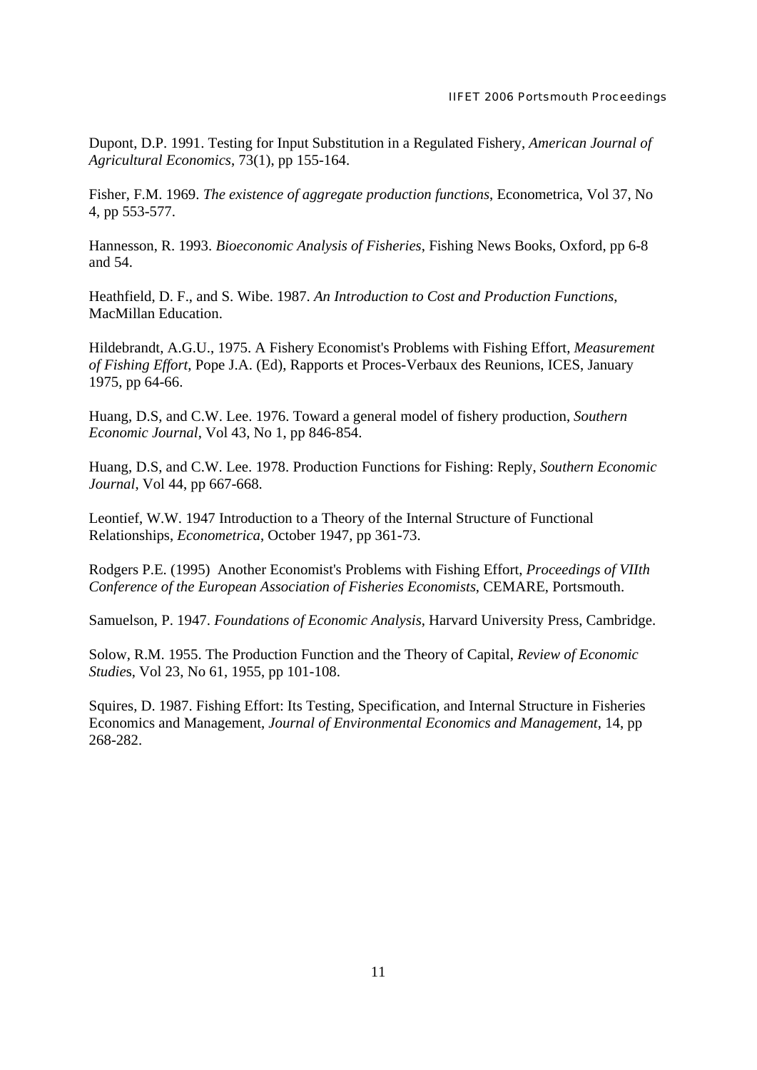Dupont, D.P. 1991. Testing for Input Substitution in a Regulated Fishery, *American Journal of Agricultural Economics*, 73(1), pp 155-164.

Fisher, F.M. 1969. *The existence of aggregate production functions*, Econometrica, Vol 37, No 4, pp 553-577.

Hannesson, R. 1993. *Bioeconomic Analysis of Fisheries*, Fishing News Books, Oxford, pp 6-8 and 54.

Heathfield, D. F., and S. Wibe. 1987. *An Introduction to Cost and Production Functions*, MacMillan Education.

Hildebrandt, A.G.U., 1975. A Fishery Economist's Problems with Fishing Effort, *Measurement of Fishing Effort*, Pope J.A. (Ed), Rapports et Proces-Verbaux des Reunions, ICES, January 1975, pp 64-66.

Huang, D.S, and C.W. Lee. 1976. Toward a general model of fishery production, *Southern Economic Journal*, Vol 43, No 1, pp 846-854.

Huang, D.S, and C.W. Lee. 1978. Production Functions for Fishing: Reply, *Southern Economic Journal*, Vol 44, pp 667-668.

Leontief, W.W. 1947 Introduction to a Theory of the Internal Structure of Functional Relationships, *Econometrica*, October 1947, pp 361-73.

Rodgers P.E. (1995) Another Economist's Problems with Fishing Effort, *Proceedings of VIIth Conference of the European Association of Fisheries Economists*, CEMARE, Portsmouth.

Samuelson, P. 1947. *Foundations of Economic Analysis*, Harvard University Press, Cambridge.

Solow, R.M. 1955. The Production Function and the Theory of Capital, *Review of Economic Studies*, Vol 23, No 61, 1955, pp 101-108.

Squires, D. 1987. Fishing Effort: Its Testing, Specification, and Internal Structure in Fisheries Economics and Management, *Journal of Environmental Economics and Management*, 14, pp 268-282.